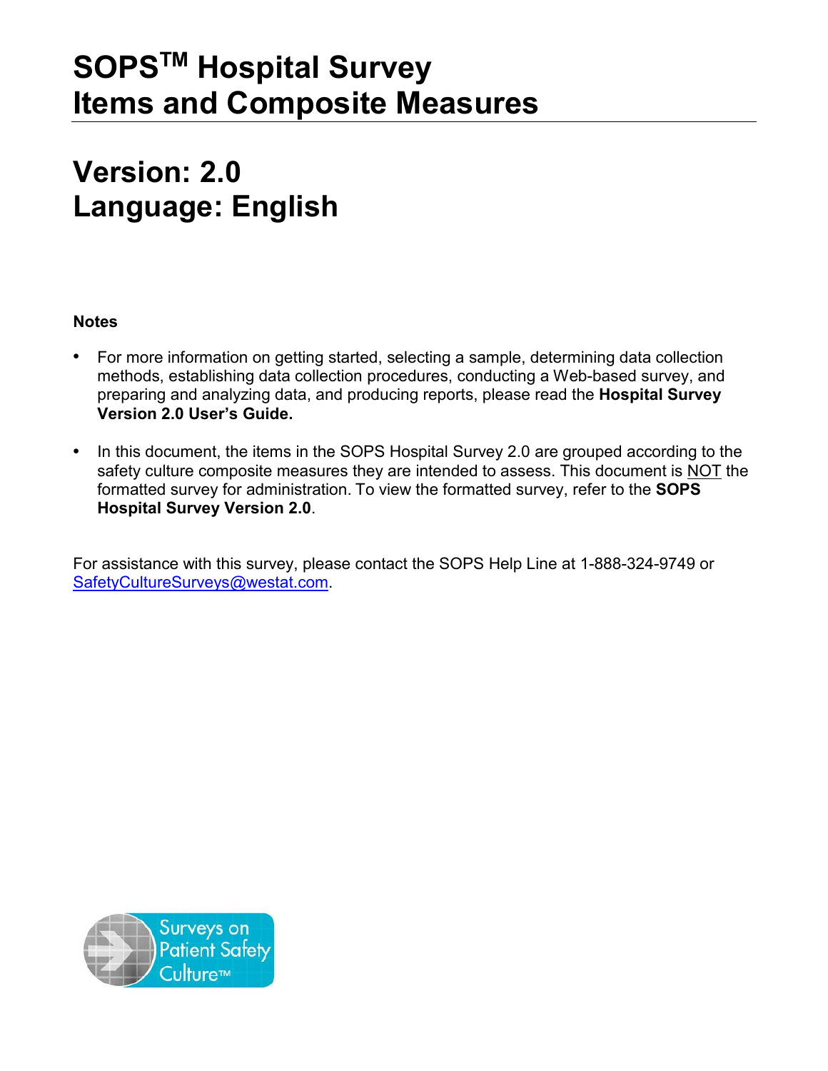# SOPS™ Hospital Survey Items and Composite Measures

# Version: 2.0
# Language: English

**Notes**

- For more information on getting started, selecting a sample, determining data collection methods, establishing data collection procedures, conducting a Web-based survey, and preparing and analyzing data, and producing reports, please read the **Hospital Survey Version 2.0 User's Guide.**

- In this document, the items in the SOPS Hospital Survey 2.0 are grouped according to the safety culture composite measures they are intended to assess. This document is NOT the formatted survey for administration. To view the formatted survey, refer to the **SOPS Hospital Survey Version 2.0**.

For assistance with this survey, please contact the SOPS Help Line at 1-888-324-9749 or SafetyCultureSurveys@westat.com.

Surveys on Patient Safety Culture™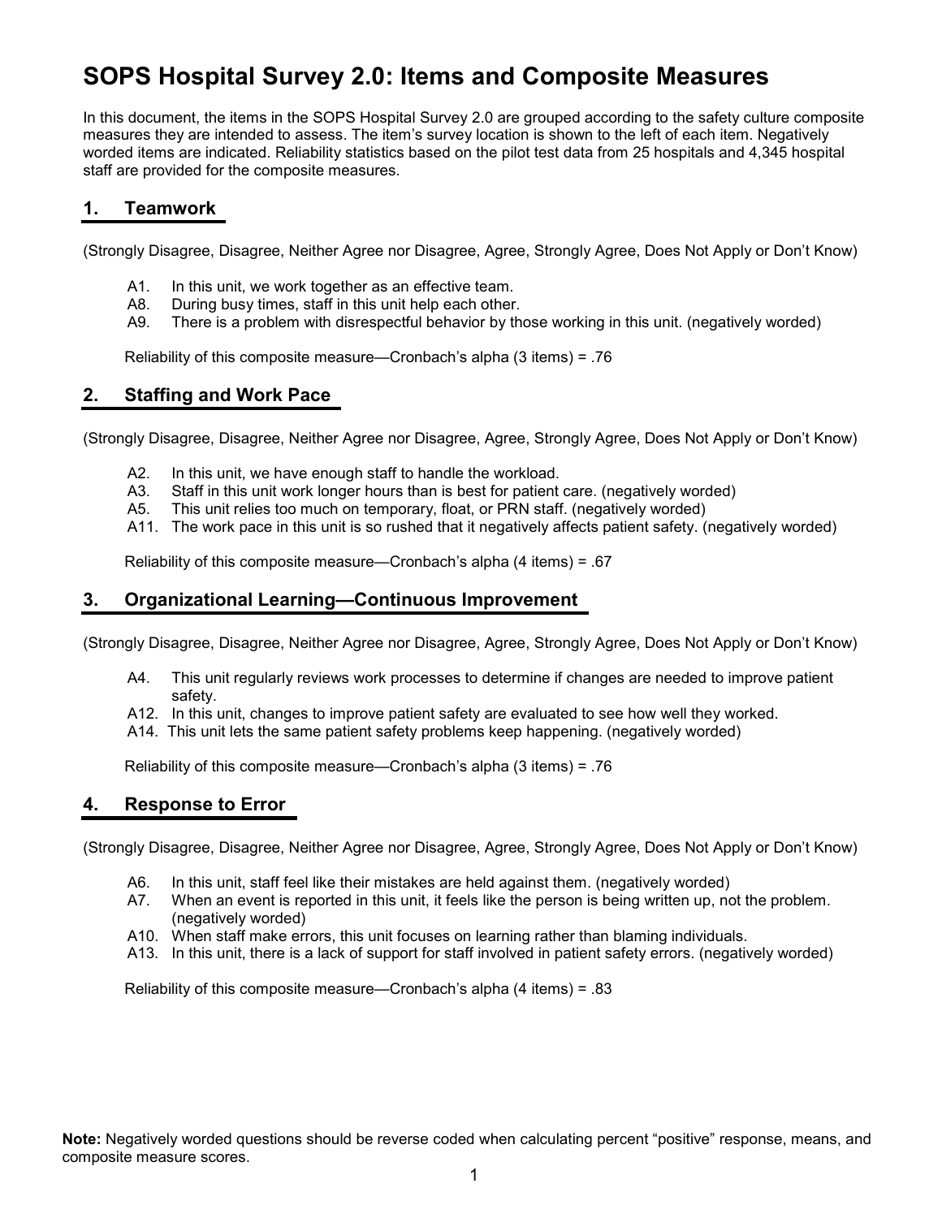# SOPS Hospital Survey 2.0: Items and Composite Measures

In this document, the items in the SOPS Hospital Survey 2.0 are grouped according to the safety culture composite measures they are intended to assess. The item's survey location is shown to the left of each item. Negatively worded items are indicated. Reliability statistics based on the pilot test data from 25 hospitals and 4,345 hospital staff are provided for the composite measures.

## 1. Teamwork

(Strongly Disagree, Disagree, Neither Agree nor Disagree, Agree, Strongly Agree, Does Not Apply or Don't Know)

- A1. In this unit, we work together as an effective team.
- A8. During busy times, staff in this unit help each other.
- A9. There is a problem with disrespectful behavior by those working in this unit. (negatively worded)

Reliability of this composite measure—Cronbach's alpha (3 items) = .76

## 2. Staffing and Work Pace

(Strongly Disagree, Disagree, Neither Agree nor Disagree, Agree, Strongly Agree, Does Not Apply or Don't Know)

- A2. In this unit, we have enough staff to handle the workload.
- A3. Staff in this unit work longer hours than is best for patient care. (negatively worded)
- A5. This unit relies too much on temporary, float, or PRN staff. (negatively worded)
- A11. The work pace in this unit is so rushed that it negatively affects patient safety. (negatively worded)

Reliability of this composite measure—Cronbach's alpha (4 items) = .67

## 3. Organizational Learning—Continuous Improvement

(Strongly Disagree, Disagree, Neither Agree nor Disagree, Agree, Strongly Agree, Does Not Apply or Don't Know)

- A4. This unit regularly reviews work processes to determine if changes are needed to improve patient safety.
- A12. In this unit, changes to improve patient safety are evaluated to see how well they worked.
- A14. This unit lets the same patient safety problems keep happening. (negatively worded)

Reliability of this composite measure—Cronbach's alpha (3 items) = .76

## 4. Response to Error

(Strongly Disagree, Disagree, Neither Agree nor Disagree, Agree, Strongly Agree, Does Not Apply or Don't Know)

- A6. In this unit, staff feel like their mistakes are held against them. (negatively worded)
- A7. When an event is reported in this unit, it feels like the person is being written up, not the problem. (negatively worded)
- A10. When staff make errors, this unit focuses on learning rather than blaming individuals.
- A13. In this unit, there is a lack of support for staff involved in patient safety errors. (negatively worded)

Reliability of this composite measure—Cronbach's alpha (4 items) = .83

**Note:** Negatively worded questions should be reverse coded when calculating percent "positive" response, means, and composite measure scores.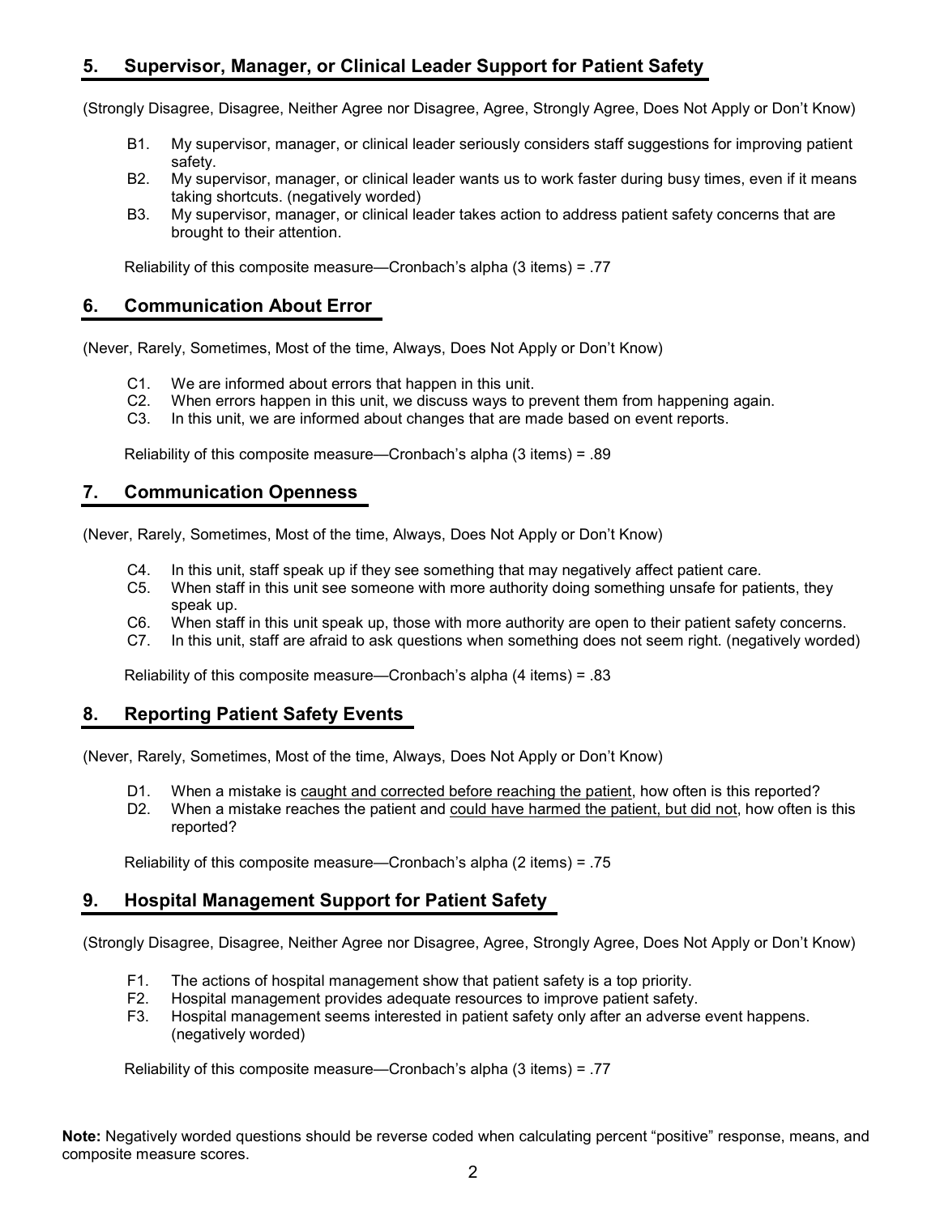## 5. Supervisor, Manager, or Clinical Leader Support for Patient Safety

(Strongly Disagree, Disagree, Neither Agree nor Disagree, Agree, Strongly Agree, Does Not Apply or Don't Know)

- B1. My supervisor, manager, or clinical leader seriously considers staff suggestions for improving patient safety.
- B2. My supervisor, manager, or clinical leader wants us to work faster during busy times, even if it means taking shortcuts. (negatively worded)
- B3. My supervisor, manager, or clinical leader takes action to address patient safety concerns that are brought to their attention.

Reliability of this composite measure—Cronbach's alpha (3 items) = .77

## 6. Communication About Error

(Never, Rarely, Sometimes, Most of the time, Always, Does Not Apply or Don't Know)

- C1. We are informed about errors that happen in this unit.
- C2. When errors happen in this unit, we discuss ways to prevent them from happening again.
- C3. In this unit, we are informed about changes that are made based on event reports.

Reliability of this composite measure—Cronbach's alpha (3 items) = .89

## 7. Communication Openness

(Never, Rarely, Sometimes, Most of the time, Always, Does Not Apply or Don't Know)

- C4. In this unit, staff speak up if they see something that may negatively affect patient care.
- C5. When staff in this unit see someone with more authority doing something unsafe for patients, they speak up.
- C6. When staff in this unit speak up, those with more authority are open to their patient safety concerns.
- C7. In this unit, staff are afraid to ask questions when something does not seem right. (negatively worded)

Reliability of this composite measure—Cronbach's alpha (4 items) = .83

## 8. Reporting Patient Safety Events

(Never, Rarely, Sometimes, Most of the time, Always, Does Not Apply or Don't Know)

- D1. When a mistake is caught and corrected before reaching the patient, how often is this reported?
- D2. When a mistake reaches the patient and could have harmed the patient, but did not, how often is this reported?

Reliability of this composite measure—Cronbach's alpha (2 items) = .75

## 9. Hospital Management Support for Patient Safety

(Strongly Disagree, Disagree, Neither Agree nor Disagree, Agree, Strongly Agree, Does Not Apply or Don't Know)

- F1. The actions of hospital management show that patient safety is a top priority.
- F2. Hospital management provides adequate resources to improve patient safety.
- F3. Hospital management seems interested in patient safety only after an adverse event happens. (negatively worded)

Reliability of this composite measure—Cronbach's alpha (3 items) = .77

**Note:** Negatively worded questions should be reverse coded when calculating percent "positive" response, means, and composite measure scores.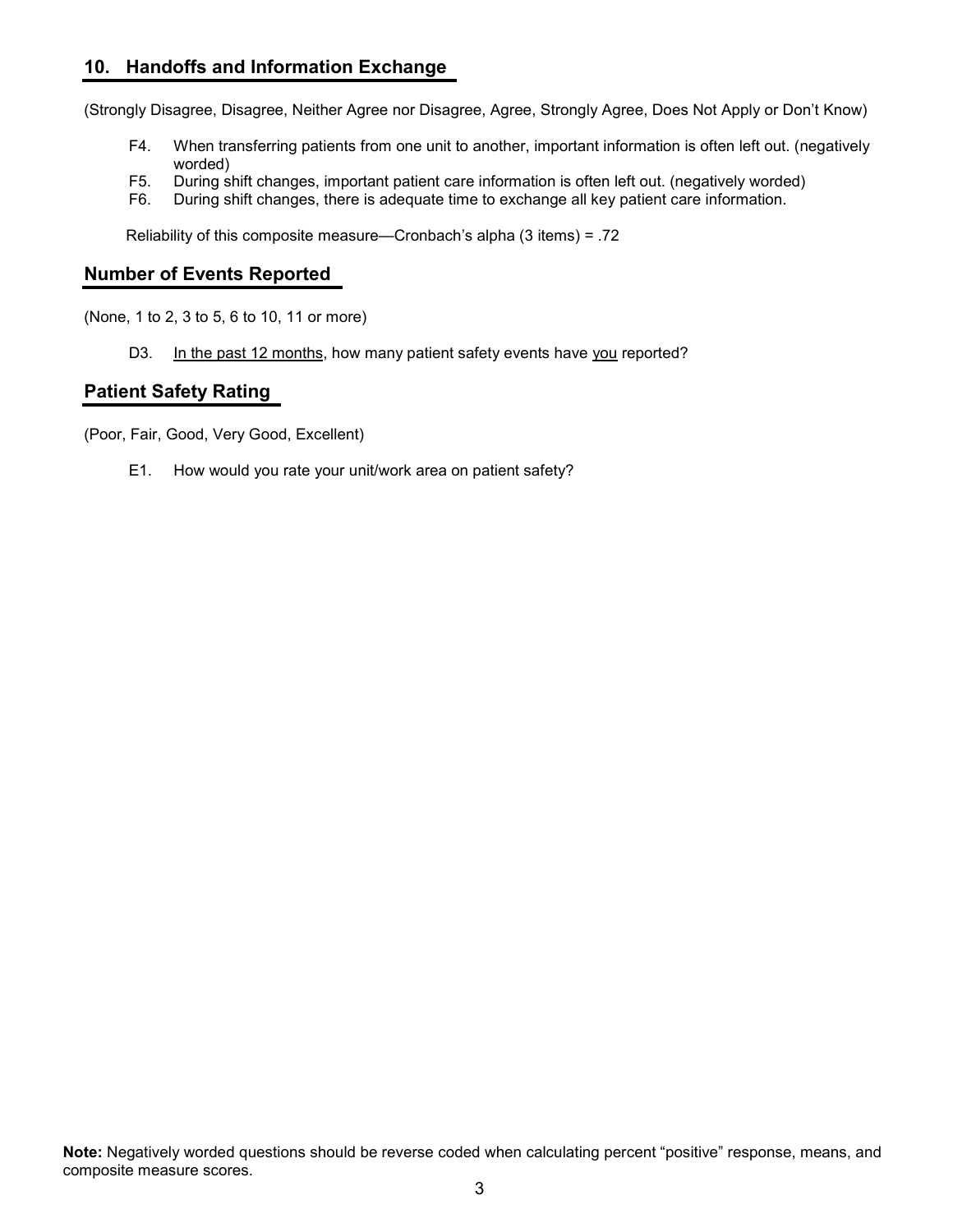## 10. Handoffs and Information Exchange

(Strongly Disagree, Disagree, Neither Agree nor Disagree, Agree, Strongly Agree, Does Not Apply or Don't Know)

- F4. When transferring patients from one unit to another, important information is often left out. (negatively worded)
- F5. During shift changes, important patient care information is often left out. (negatively worded)
- F6. During shift changes, there is adequate time to exchange all key patient care information.

Reliability of this composite measure—Cronbach's alpha (3 items) = .72

## Number of Events Reported

(None, 1 to 2, 3 to 5, 6 to 10, 11 or more)

- D3. In the past 12 months, how many patient safety events have you reported?

## Patient Safety Rating

(Poor, Fair, Good, Very Good, Excellent)

- E1. How would you rate your unit/work area on patient safety?

**Note:** Negatively worded questions should be reverse coded when calculating percent "positive" response, means, and composite measure scores.